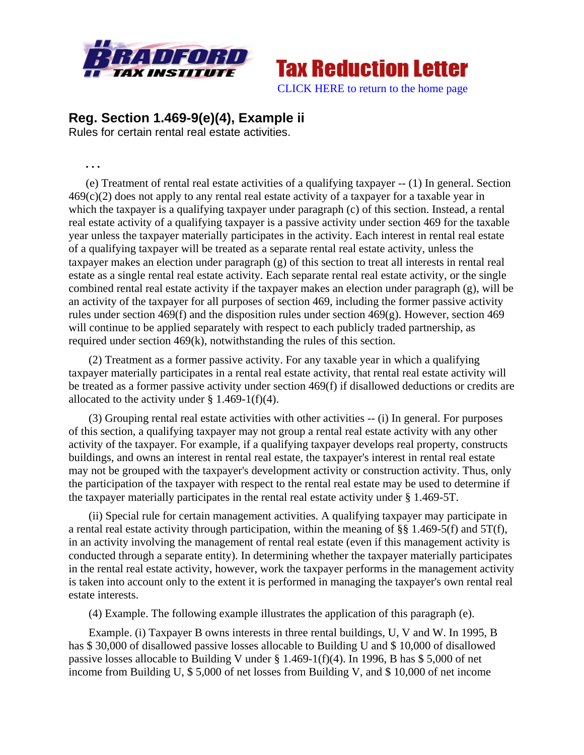**BRADFORD TAX INSTITUTE**

# Tax Reduction Letter

CLICK HERE to return to the home page

## Reg. Section 1.469-9(e)(4), Example ii

Rules for certain rental real estate activities.

. . .

(e) Treatment of rental real estate activities of a qualifying taxpayer -- (1) In general. Section 469(c)(2) does not apply to any rental real estate activity of a taxpayer for a taxable year in which the taxpayer is a qualifying taxpayer under paragraph (c) of this section. Instead, a rental real estate activity of a qualifying taxpayer is a passive activity under section 469 for the taxable year unless the taxpayer materially participates in the activity. Each interest in rental real estate of a qualifying taxpayer will be treated as a separate rental real estate activity, unless the taxpayer makes an election under paragraph (g) of this section to treat all interests in rental real estate as a single rental real estate activity. Each separate rental real estate activity, or the single combined rental real estate activity if the taxpayer makes an election under paragraph (g), will be an activity of the taxpayer for all purposes of section 469, including the former passive activity rules under section 469(f) and the disposition rules under section 469(g). However, section 469 will continue to be applied separately with respect to each publicly traded partnership, as required under section 469(k), notwithstanding the rules of this section.

(2) Treatment as a former passive activity. For any taxable year in which a qualifying taxpayer materially participates in a rental real estate activity, that rental real estate activity will be treated as a former passive activity under section 469(f) if disallowed deductions or credits are allocated to the activity under § 1.469-1(f)(4).

(3) Grouping rental real estate activities with other activities -- (i) In general. For purposes of this section, a qualifying taxpayer may not group a rental real estate activity with any other activity of the taxpayer. For example, if a qualifying taxpayer develops real property, constructs buildings, and owns an interest in rental real estate, the taxpayer's interest in rental real estate may not be grouped with the taxpayer's development activity or construction activity. Thus, only the participation of the taxpayer with respect to the rental real estate may be used to determine if the taxpayer materially participates in the rental real estate activity under § 1.469-5T.

(ii) Special rule for certain management activities. A qualifying taxpayer may participate in a rental real estate activity through participation, within the meaning of §§ 1.469-5(f) and 5T(f), in an activity involving the management of rental real estate (even if this management activity is conducted through a separate entity). In determining whether the taxpayer materially participates in the rental real estate activity, however, work the taxpayer performs in the management activity is taken into account only to the extent it is performed in managing the taxpayer's own rental real estate interests.

(4) Example. The following example illustrates the application of this paragraph (e).

Example. (i) Taxpayer B owns interests in three rental buildings, U, V and W. In 1995, B has $ 30,000 of disallowed passive losses allocable to Building U and $ 10,000 of disallowed passive losses allocable to Building V under § 1.469-1(f)(4). In 1996, B has $ 5,000 of net income from Building U, $ 5,000 of net losses from Building V, and $ 10,000 of net income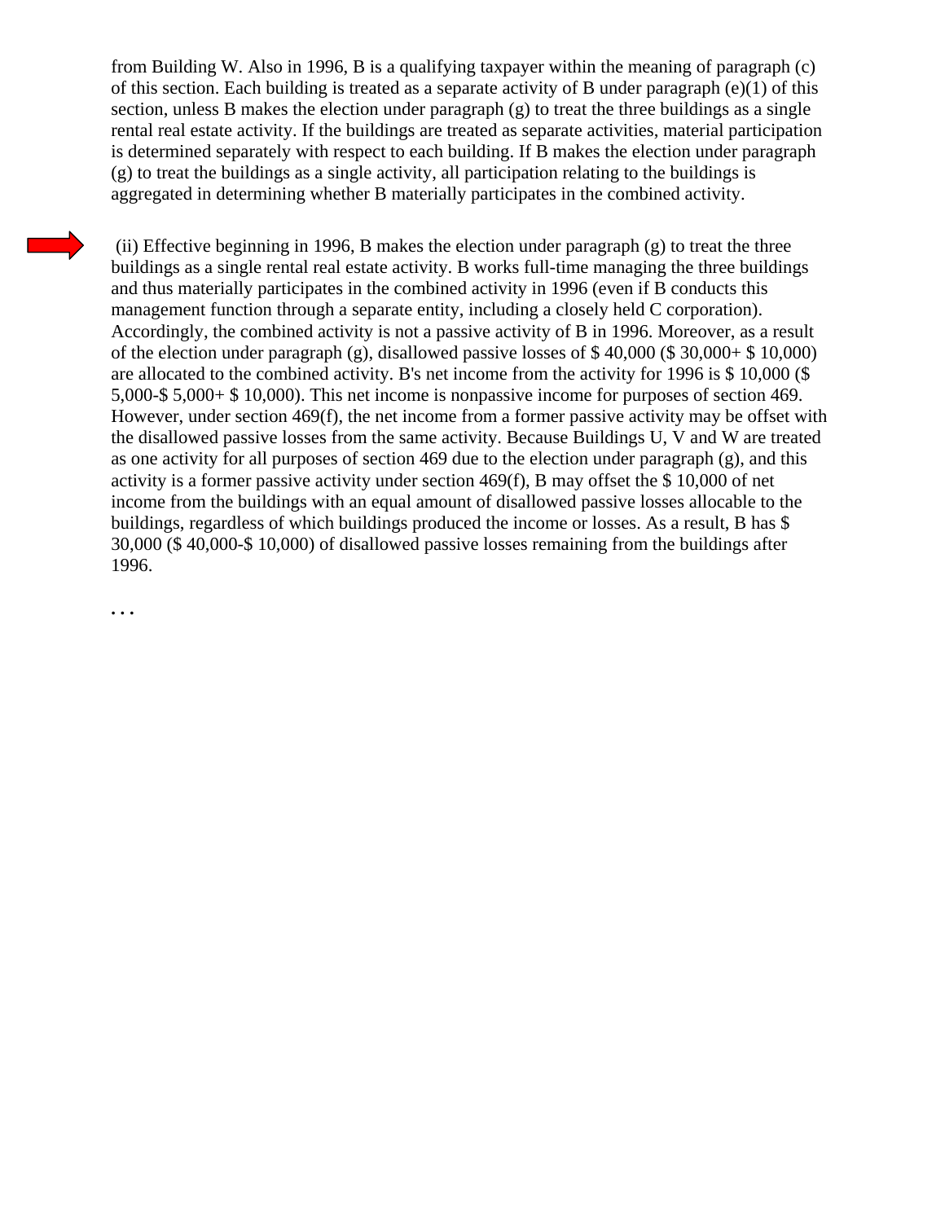from Building W. Also in 1996, B is a qualifying taxpayer within the meaning of paragraph (c) of this section. Each building is treated as a separate activity of B under paragraph (e)(1) of this section, unless B makes the election under paragraph (g) to treat the three buildings as a single rental real estate activity. If the buildings are treated as separate activities, material participation is determined separately with respect to each building. If B makes the election under paragraph (g) to treat the buildings as a single activity, all participation relating to the buildings is aggregated in determining whether B materially participates in the combined activity.

(ii) Effective beginning in 1996, B makes the election under paragraph (g) to treat the three buildings as a single rental real estate activity. B works full-time managing the three buildings and thus materially participates in the combined activity in 1996 (even if B conducts this management function through a separate entity, including a closely held C corporation). Accordingly, the combined activity is not a passive activity of B in 1996. Moreover, as a result of the election under paragraph (g), disallowed passive losses of $ 40,000 ($ 30,000+ $ 10,000) are allocated to the combined activity. B's net income from the activity for 1996 is $ 10,000 ($ 5,000-$ 5,000+ $ 10,000). This net income is nonpassive income for purposes of section 469. However, under section 469(f), the net income from a former passive activity may be offset with the disallowed passive losses from the same activity. Because Buildings U, V and W are treated as one activity for all purposes of section 469 due to the election under paragraph (g), and this activity is a former passive activity under section 469(f), B may offset the $ 10,000 of net income from the buildings with an equal amount of disallowed passive losses allocable to the buildings, regardless of which buildings produced the income or losses. As a result, B has $ 30,000 ($ 40,000-$ 10,000) of disallowed passive losses remaining from the buildings after 1996.

. . .